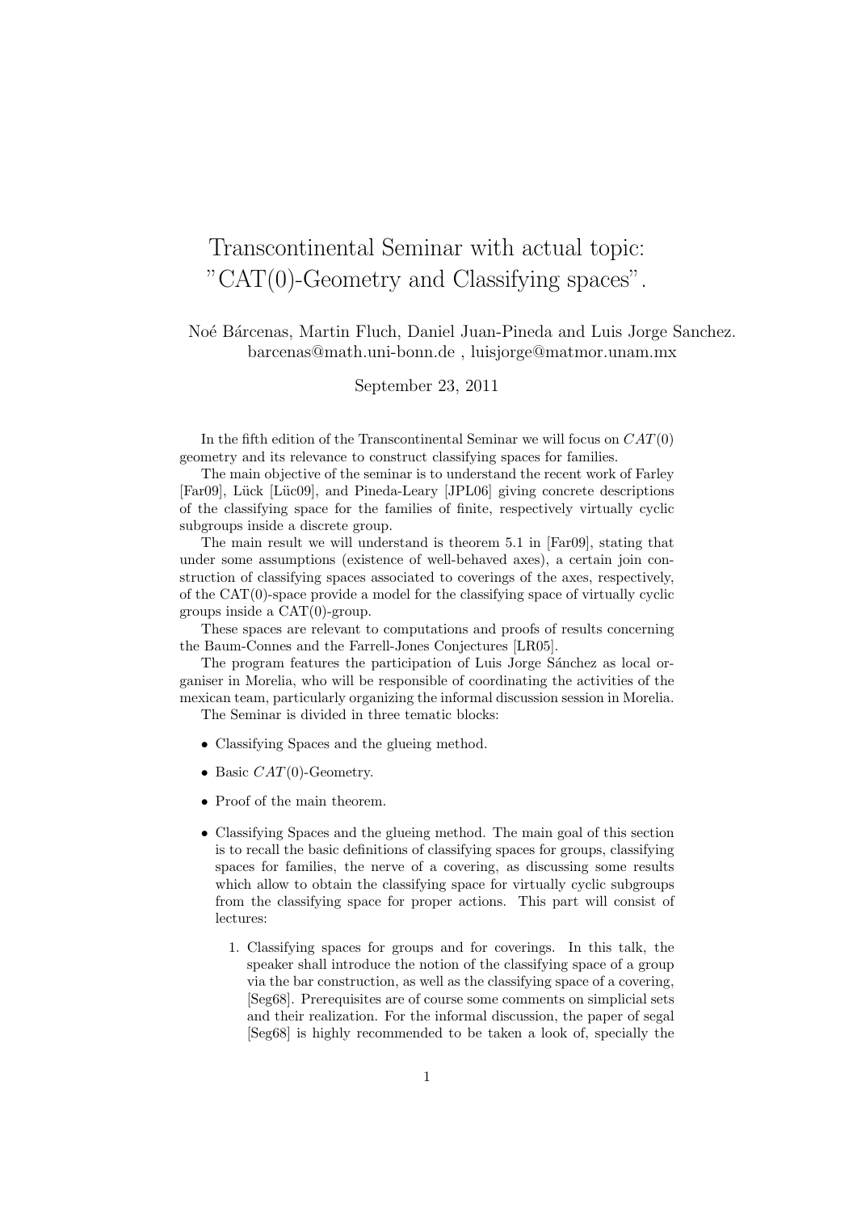# Transcontinental Seminar with actual topic: "CAT(0)-Geometry and Classifying spaces".

Noé Bárcenas, Martin Fluch, Daniel Juan-Pineda and Luis Jorge Sanchez.
barcenas@math.uni-bonn.de , luisjorge@matmor.unam.mx

September 23, 2011

In the fifth edition of the Transcontinental Seminar we will focus on $CAT(0)$ geometry and its relevance to construct classifying spaces for families.

The main objective of the seminar is to understand the recent work of Farley [Far09], Lück [Lüc09], and Pineda-Leary [JPL06] giving concrete descriptions of the classifying space for the families of finite, respectively virtually cyclic subgroups inside a discrete group.

The main result we will understand is theorem 5.1 in [Far09], stating that under some assumptions (existence of well-behaved axes), a certain join construction of classifying spaces associated to coverings of the axes, respectively, of the CAT(0)-space provide a model for the classifying space of virtually cyclic groups inside a CAT(0)-group.

These spaces are relevant to computations and proofs of results concerning the Baum-Connes and the Farrell-Jones Conjectures [LR05].

The program features the participation of Luis Jorge Sánchez as local organiser in Morelia, who will be responsible of coordinating the activities of the mexican team, particularly organizing the informal discussion session in Morelia.

The Seminar is divided in three tematic blocks:

- Classifying Spaces and the glueing method.
- Basic $CAT(0)$-Geometry.
- Proof of the main theorem.

- Classifying Spaces and the glueing method. The main goal of this section is to recall the basic definitions of classifying spaces for groups, classifying spaces for families, the nerve of a covering, as discussing some results which allow to obtain the classifying space for virtually cyclic subgroups from the classifying space for proper actions. This part will consist of lectures:

  1. Classifying spaces for groups and for coverings. In this talk, the speaker shall introduce the notion of the classifying space of a group via the bar construction, as well as the classifying space of a covering, [Seg68]. Prerequisites are of course some comments on simplicial sets and their realization. For the informal discussion, the paper of segal [Seg68] is highly recommended to be taken a look of, specially the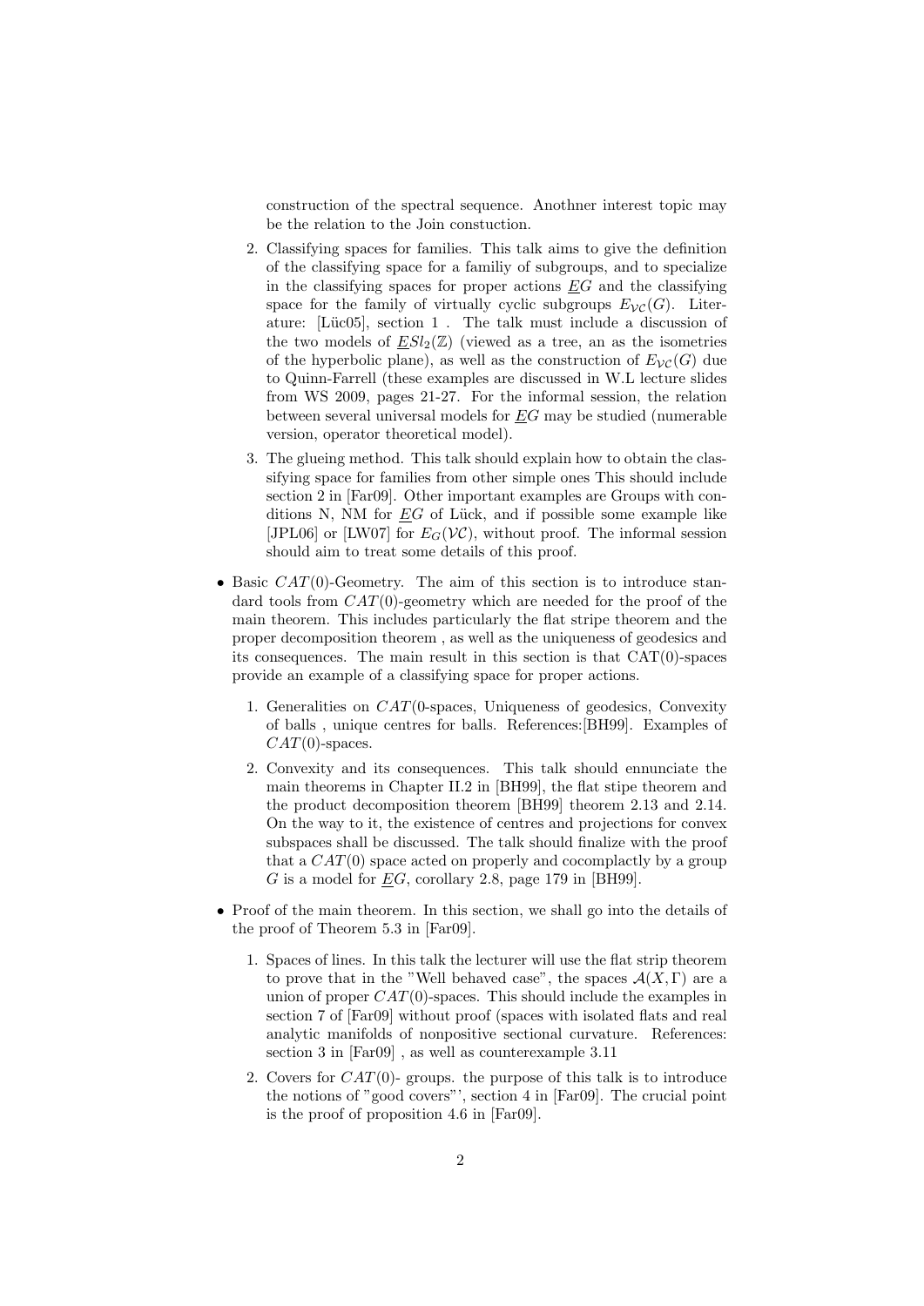construction of the spectral sequence. Anothner interest topic may be the relation to the Join constuction.

2. Classifying spaces for families. This talk aims to give the definition of the classifying space for a familiy of subgroups, and to specialize in the classifying spaces for proper actions $\underline{E}G$ and the classifying space for the family of virtually cyclic subgroups $E_{\mathcal{VC}}(G)$. Literature: [Lüc05], section 1 . The talk must include a discussion of the two models of $\underline{E}Sl_2(\mathbb{Z})$ (viewed as a tree, an as the isometries of the hyperbolic plane), as well as the construction of $E_{\mathcal{VC}}(G)$ due to Quinn-Farrell (these examples are discussed in W.L lecture slides from WS 2009, pages 21-27. For the informal session, the relation between several universal models for $\underline{E}G$ may be studied (numerable version, operator theoretical model).

3. The glueing method. This talk should explain how to obtain the classifying space for families from other simple ones This should include section 2 in [Far09]. Other important examples are Groups with conditions N, NM for $\underline{E}G$ of Lück, and if possible some example like [JPL06] or [LW07] for $E_G(\mathcal{VC})$, without proof. The informal session should aim to treat some details of this proof.

- Basic $CAT(0)$-Geometry. The aim of this section is to introduce standard tools from $CAT(0)$-geometry which are needed for the proof of the main theorem. This includes particularly the flat stripe theorem and the proper decomposition theorem , as well as the uniqueness of geodesics and its consequences. The main result in this section is that CAT(0)-spaces provide an example of a classifying space for proper actions.

  1. Generalities on $CAT$(0-spaces, Uniqueness of geodesics, Convexity of balls , unique centres for balls. References:[BH99]. Examples of $CAT(0)$-spaces.

  2. Convexity and its consequences. This talk should ennunciate the main theorems in Chapter II.2 in [BH99], the flat stipe theorem and the product decomposition theorem [BH99] theorem 2.13 and 2.14. On the way to it, the existence of centres and projections for convex subspaces shall be discussed. The talk should finalize with the proof that a $CAT(0)$ space acted on properly and cocomplactly by a group $G$ is a model for $\underline{E}G$, corollary 2.8, page 179 in [BH99].

- Proof of the main theorem. In this section, we shall go into the details of the proof of Theorem 5.3 in [Far09].

  1. Spaces of lines. In this talk the lecturer will use the flat strip theorem to prove that in the "Well behaved case", the spaces $\mathcal{A}(X, \Gamma)$ are a union of proper $CAT(0)$-spaces. This should include the examples in section 7 of [Far09] without proof (spaces with isolated flats and real analytic manifolds of nonpositive sectional curvature. References: section 3 in [Far09] , as well as counterexample 3.11

  2. Covers for $CAT(0)$- groups. the purpose of this talk is to introduce the notions of "good covers"', section 4 in [Far09]. The crucial point is the proof of proposition 4.6 in [Far09].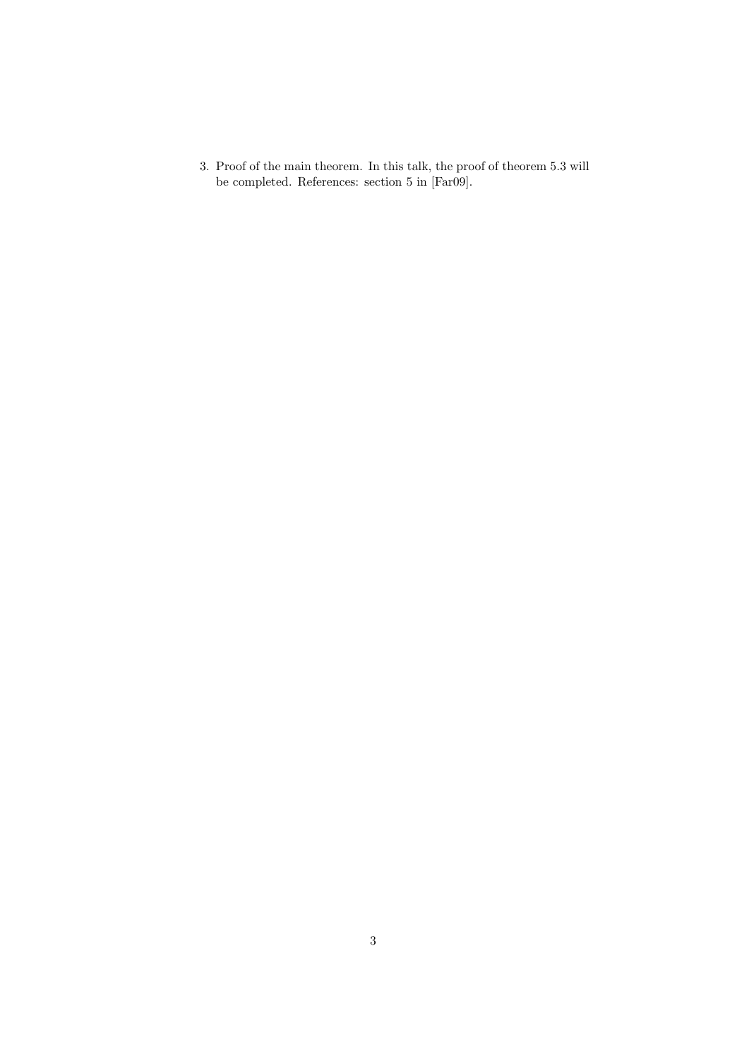3. Proof of the main theorem. In this talk, the proof of theorem 5.3 will be completed. References: section 5 in [Far09].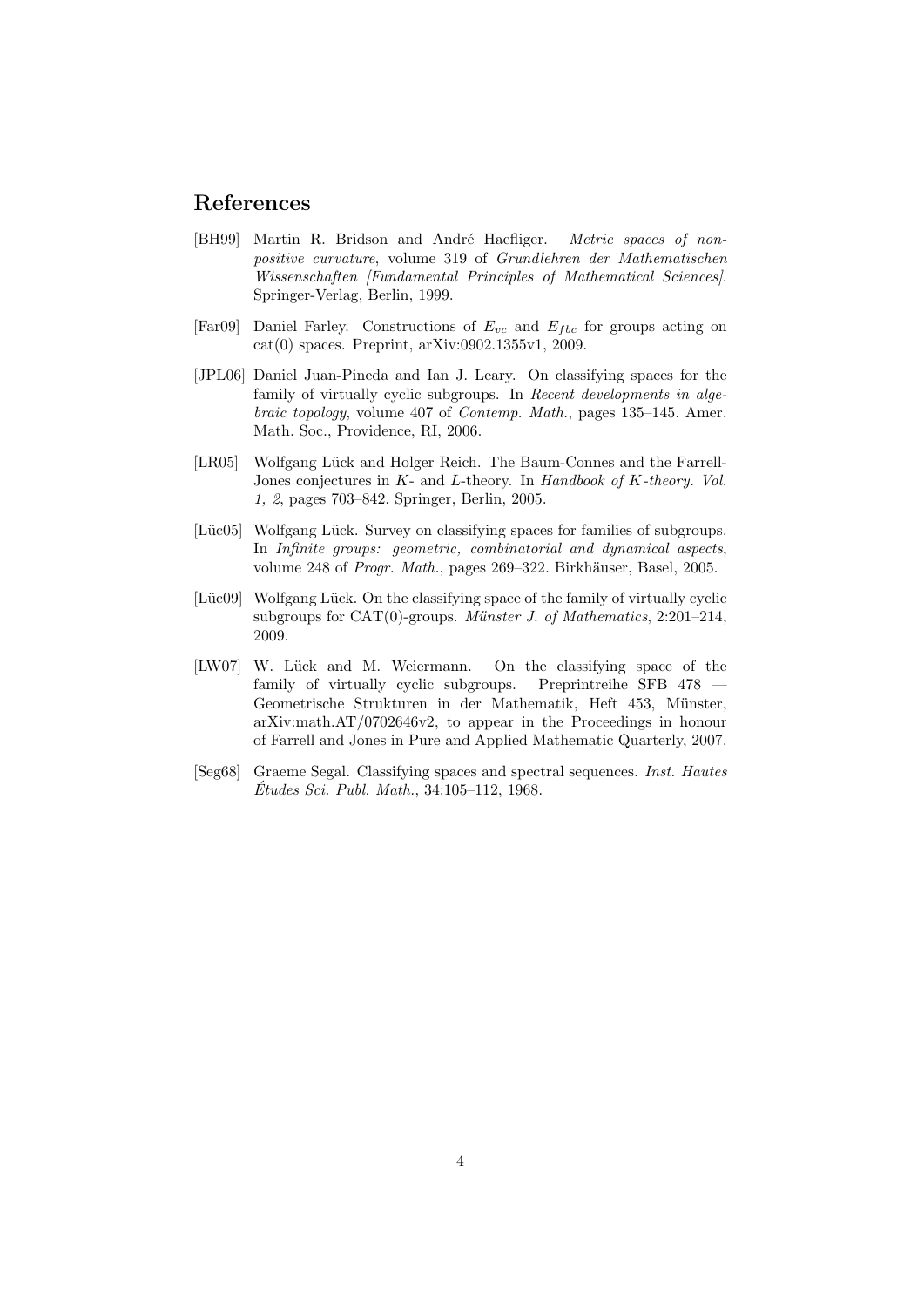## References

[BH99] Martin R. Bridson and André Haefliger. *Metric spaces of non-positive curvature*, volume 319 of *Grundlehren der Mathematischen Wissenschaften [Fundamental Principles of Mathematical Sciences]*. Springer-Verlag, Berlin, 1999.

[Far09] Daniel Farley. Constructions of $E_{vc}$ and $E_{fbc}$ for groups acting on cat(0) spaces. Preprint, arXiv:0902.1355v1, 2009.

[JPL06] Daniel Juan-Pineda and Ian J. Leary. On classifying spaces for the family of virtually cyclic subgroups. In *Recent developments in algebraic topology*, volume 407 of *Contemp. Math.*, pages 135–145. Amer. Math. Soc., Providence, RI, 2006.

[LR05] Wolfgang Lück and Holger Reich. The Baum-Connes and the Farrell-Jones conjectures in $K$- and $L$-theory. In *Handbook of $K$-theory. Vol. 1, 2*, pages 703–842. Springer, Berlin, 2005.

[Lüc05] Wolfgang Lück. Survey on classifying spaces for families of subgroups. In *Infinite groups: geometric, combinatorial and dynamical aspects*, volume 248 of *Progr. Math.*, pages 269–322. Birkhäuser, Basel, 2005.

[Lüc09] Wolfgang Lück. On the classifying space of the family of virtually cyclic subgroups for CAT(0)-groups. *Münster J. of Mathematics*, 2:201–214, 2009.

[LW07] W. Lück and M. Weiermann. On the classifying space of the family of virtually cyclic subgroups. Preprintreihe SFB 478 — Geometrische Strukturen in der Mathematik, Heft 453, Münster, arXiv:math.AT/0702646v2, to appear in the Proceedings in honour of Farrell and Jones in Pure and Applied Mathematic Quarterly, 2007.

[Seg68] Graeme Segal. Classifying spaces and spectral sequences. *Inst. Hautes Études Sci. Publ. Math.*, 34:105–112, 1968.